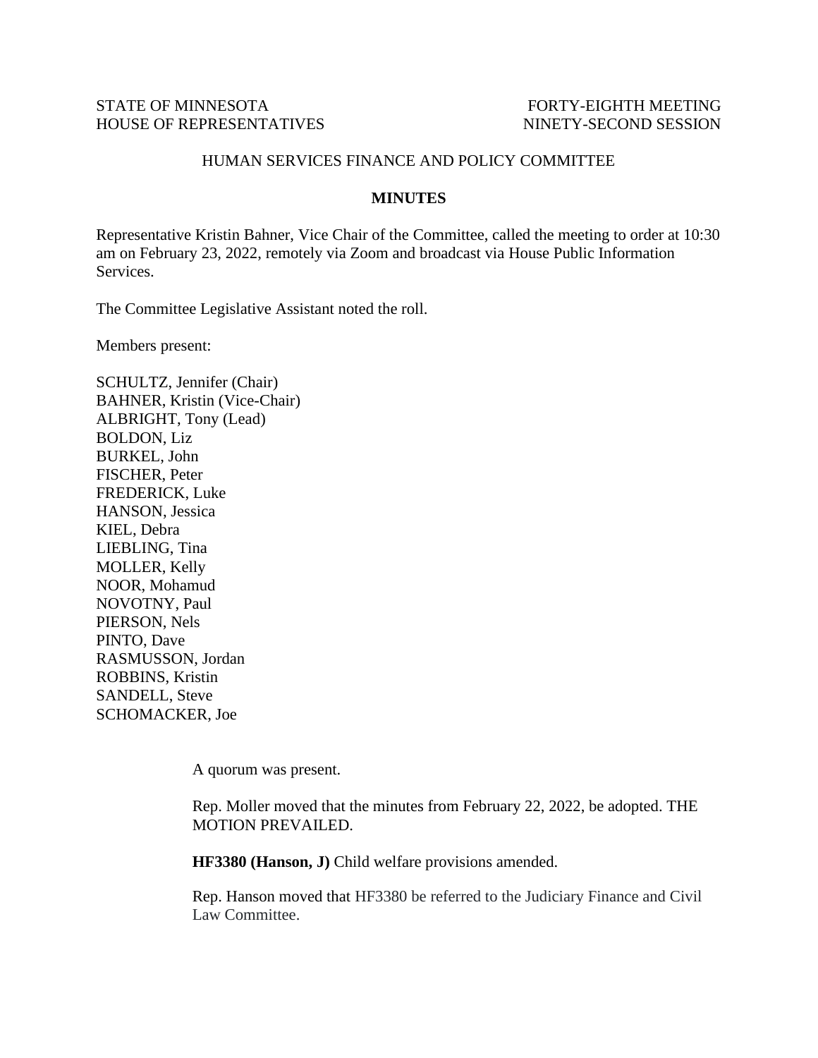STATE OF MINNESOTA FORTY-EIGHTH MEETING
HOUSE OF REPRESENTATIVES NINETY-SECOND SESSION

HUMAN SERVICES FINANCE AND POLICY COMMITTEE

**MINUTES**

Representative Kristin Bahner, Vice Chair of the Committee, called the meeting to order at 10:30 am on February 23, 2022, remotely via Zoom and broadcast via House Public Information Services.

The Committee Legislative Assistant noted the roll.

Members present:

SCHULTZ, Jennifer (Chair)
BAHNER, Kristin (Vice-Chair)
ALBRIGHT, Tony (Lead)
BOLDON, Liz
BURKEL, John
FISCHER, Peter
FREDERICK, Luke
HANSON, Jessica
KIEL, Debra
LIEBLING, Tina
MOLLER, Kelly
NOOR, Mohamud
NOVOTNY, Paul
PIERSON, Nels
PINTO, Dave
RASMUSSON, Jordan
ROBBINS, Kristin
SANDELL, Steve
SCHOMACKER, Joe

A quorum was present.

Rep. Moller moved that the minutes from February 22, 2022, be adopted. THE MOTION PREVAILED.

**HF3380 (Hanson, J)** Child welfare provisions amended.

Rep. Hanson moved that HF3380 be referred to the Judiciary Finance and Civil Law Committee.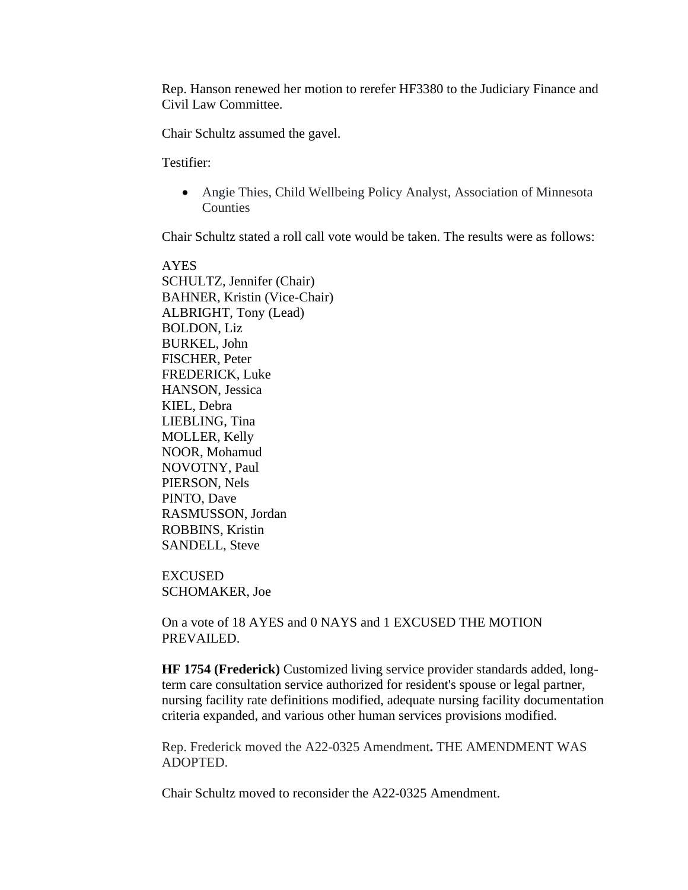Rep. Hanson renewed her motion to rerefer HF3380 to the Judiciary Finance and Civil Law Committee.

Chair Schultz assumed the gavel.

Testifier:

- Angie Thies, Child Wellbeing Policy Analyst, Association of Minnesota Counties

Chair Schultz stated a roll call vote would be taken. The results were as follows:

AYES
SCHULTZ, Jennifer (Chair)
BAHNER, Kristin (Vice-Chair)
ALBRIGHT, Tony (Lead)
BOLDON, Liz
BURKEL, John
FISCHER, Peter
FREDERICK, Luke
HANSON, Jessica
KIEL, Debra
LIEBLING, Tina
MOLLER, Kelly
NOOR, Mohamud
NOVOTNY, Paul
PIERSON, Nels
PINTO, Dave
RASMUSSON, Jordan
ROBBINS, Kristin
SANDELL, Steve

EXCUSED
SCHOMAKER, Joe

On a vote of 18 AYES and 0 NAYS and 1 EXCUSED THE MOTION PREVAILED.

**HF 1754 (Frederick)** Customized living service provider standards added, long-term care consultation service authorized for resident's spouse or legal partner, nursing facility rate definitions modified, adequate nursing facility documentation criteria expanded, and various other human services provisions modified.

Rep. Frederick moved the A22-0325 Amendment**.** THE AMENDMENT WAS ADOPTED.

Chair Schultz moved to reconsider the A22-0325 Amendment.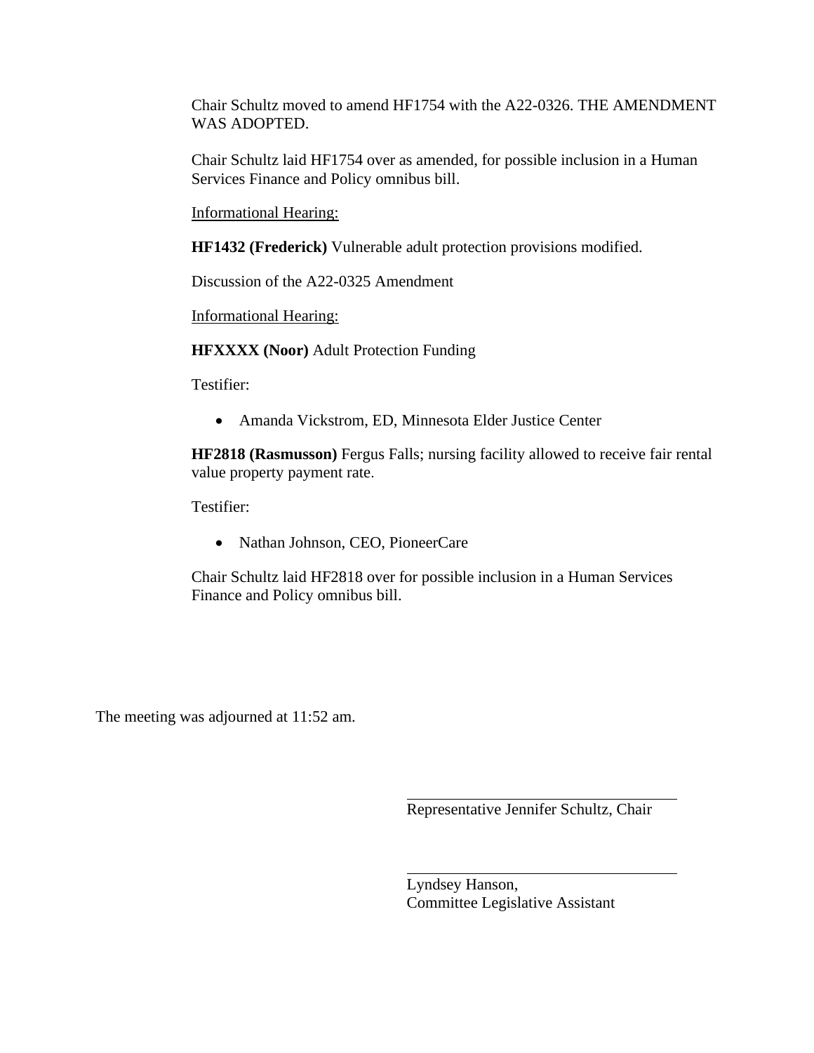Chair Schultz moved to amend HF1754 with the A22-0326. THE AMENDMENT WAS ADOPTED.

Chair Schultz laid HF1754 over as amended, for possible inclusion in a Human Services Finance and Policy omnibus bill.

<u>Informational Hearing:</u>

**HF1432 (Frederick)** Vulnerable adult protection provisions modified.

Discussion of the A22-0325 Amendment

<u>Informational Hearing:</u>

**HFXXXX (Noor)** Adult Protection Funding

Testifier:

- Amanda Vickstrom, ED, Minnesota Elder Justice Center

**HF2818 (Rasmusson)** Fergus Falls; nursing facility allowed to receive fair rental value property payment rate.

Testifier:

- Nathan Johnson, CEO, PioneerCare

Chair Schultz laid HF2818 over for possible inclusion in a Human Services Finance and Policy omnibus bill.

The meeting was adjourned at 11:52 am.

Representative Jennifer Schultz, Chair

Lyndsey Hanson,
Committee Legislative Assistant